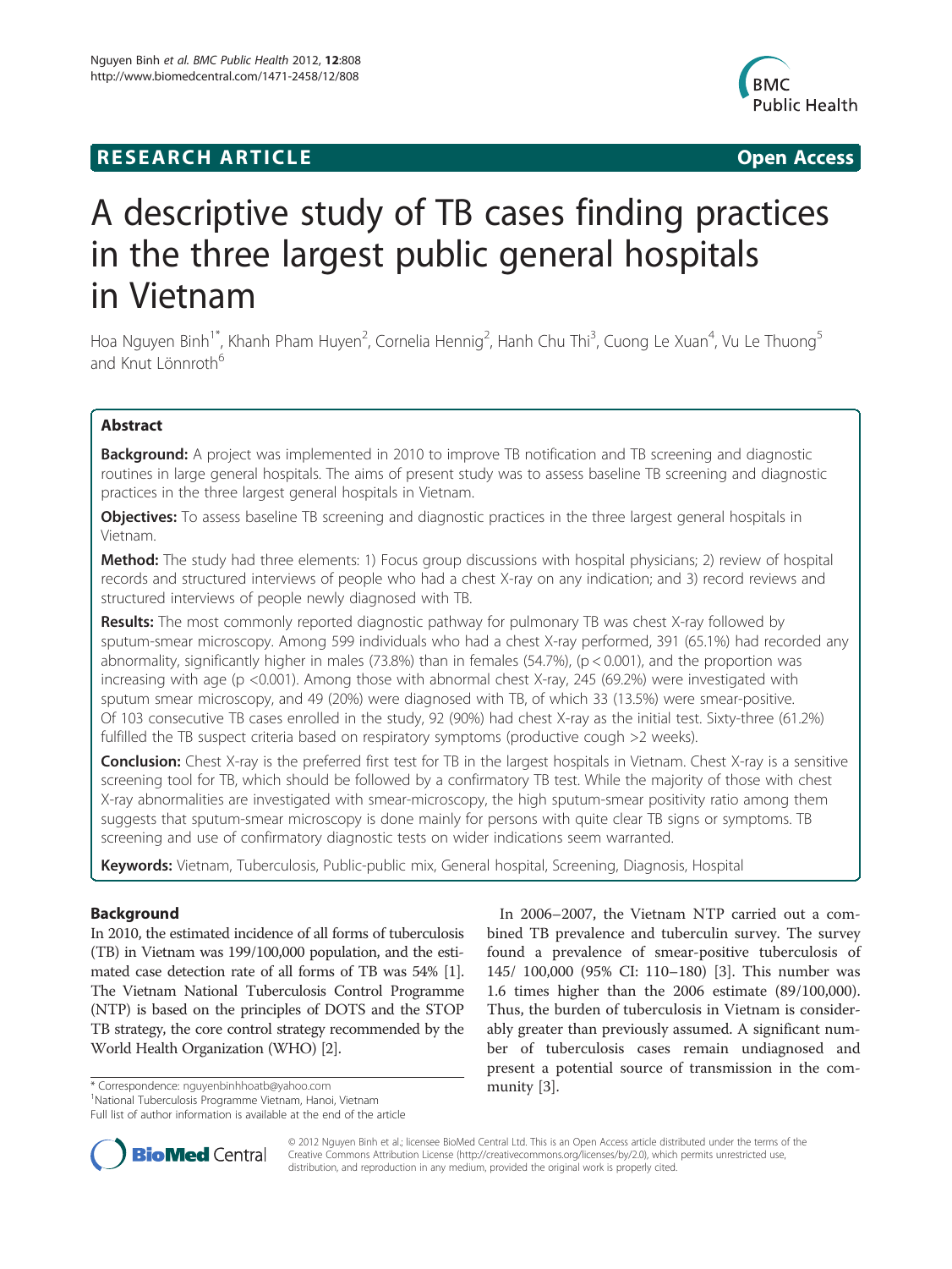RESEARCH ARTICLE Open Access

# A descriptive study of TB cases finding practices in the three largest public general hospitals in Vietnam

Hoa Nguyen Binh[1*], Khanh Pham Huyen[2], Cornelia Hennig[2], Hanh Chu Thi[3], Cuong Le Xuan[4], Vu Le Thuong[5] and Knut Lönnroth[6]

## Abstract

**Background:** A project was implemented in 2010 to improve TB notification and TB screening and diagnostic routines in large general hospitals. The aims of present study was to assess baseline TB screening and diagnostic practices in the three largest general hospitals in Vietnam.

**Objectives:** To assess baseline TB screening and diagnostic practices in the three largest general hospitals in Vietnam.

**Method:** The study had three elements: 1) Focus group discussions with hospital physicians; 2) review of hospital records and structured interviews of people who had a chest X-ray on any indication; and 3) record reviews and structured interviews of people newly diagnosed with TB.

**Results:** The most commonly reported diagnostic pathway for pulmonary TB was chest X-ray followed by sputum-smear microscopy. Among 599 individuals who had a chest X-ray performed, 391 (65.1%) had recorded any abnormality, significantly higher in males (73.8%) than in females (54.7%), ($p < 0.001$), and the proportion was increasing with age ($p < 0.001$). Among those with abnormal chest X-ray, 245 (69.2%) were investigated with sputum smear microscopy, and 49 (20%) were diagnosed with TB, of which 33 (13.5%) were smear-positive. Of 103 consecutive TB cases enrolled in the study, 92 (90%) had chest X-ray as the initial test. Sixty-three (61.2%) fulfilled the TB suspect criteria based on respiratory symptoms (productive cough >2 weeks).

**Conclusion:** Chest X-ray is the preferred first test for TB in the largest hospitals in Vietnam. Chest X-ray is a sensitive screening tool for TB, which should be followed by a confirmatory TB test. While the majority of those with chest X-ray abnormalities are investigated with smear-microscopy, the high sputum-smear positivity ratio among them suggests that sputum-smear microscopy is done mainly for persons with quite clear TB signs or symptoms. TB screening and use of confirmatory diagnostic tests on wider indications seem warranted.

**Keywords:** Vietnam, Tuberculosis, Public-public mix, General hospital, Screening, Diagnosis, Hospital

## Background

In 2010, the estimated incidence of all forms of tuberculosis (TB) in Vietnam was 199/100,000 population, and the estimated case detection rate of all forms of TB was 54% [1]. The Vietnam National Tuberculosis Control Programme (NTP) is based on the principles of DOTS and the STOP TB strategy, the core control strategy recommended by the World Health Organization (WHO) [2].

In 2006–2007, the Vietnam NTP carried out a combined TB prevalence and tuberculin survey. The survey found a prevalence of smear-positive tuberculosis of 145/ 100,000 (95% CI: 110–180) [3]. This number was 1.6 times higher than the 2006 estimate (89/100,000). Thus, the burden of tuberculosis in Vietnam is considerably greater than previously assumed. A significant number of tuberculosis cases remain undiagnosed and present a potential source of transmission in the community [3].

\* Correspondence: nguyenbinhhoatb@yahoo.com
[1]National Tuberculosis Programme Vietnam, Hanoi, Vietnam
Full list of author information is available at the end of the article

© 2012 Nguyen Binh et al.; licensee BioMed Central Ltd. This is an Open Access article distributed under the terms of the Creative Commons Attribution License (http://creativecommons.org/licenses/by/2.0), which permits unrestricted use, distribution, and reproduction in any medium, provided the original work is properly cited.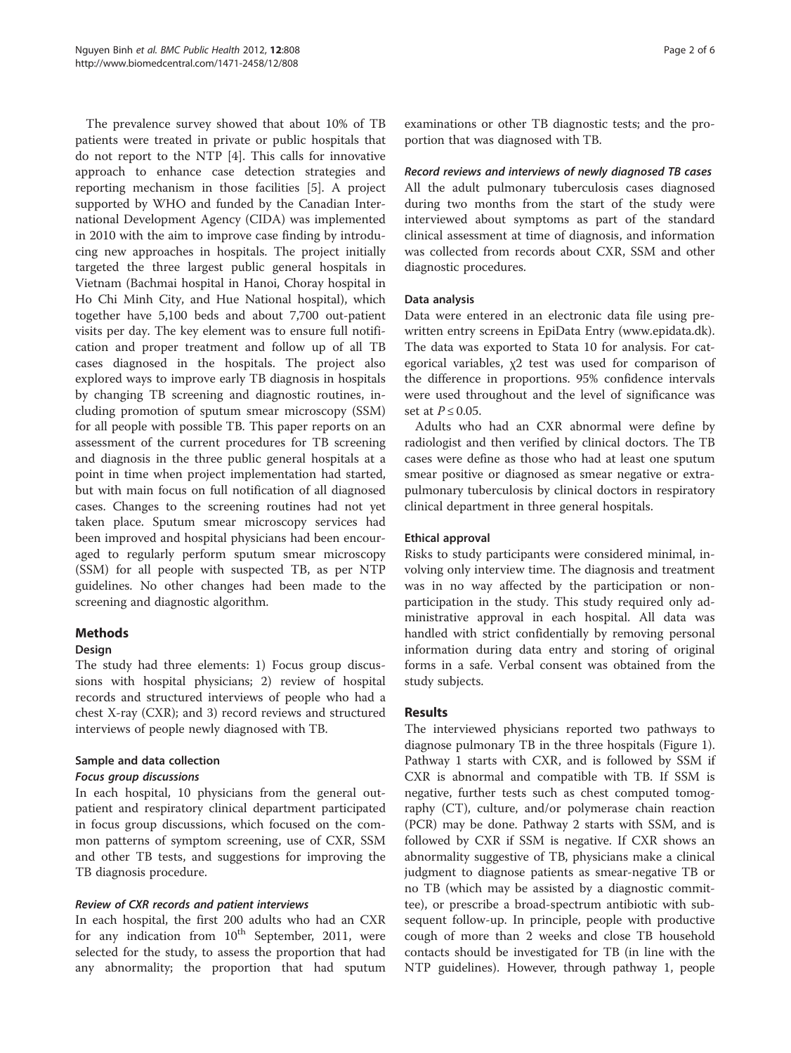The prevalence survey showed that about 10% of TB patients were treated in private or public hospitals that do not report to the NTP [4]. This calls for innovative approach to enhance case detection strategies and reporting mechanism in those facilities [5]. A project supported by WHO and funded by the Canadian International Development Agency (CIDA) was implemented in 2010 with the aim to improve case finding by introducing new approaches in hospitals. The project initially targeted the three largest public general hospitals in Vietnam (Bachmai hospital in Hanoi, Choray hospital in Ho Chi Minh City, and Hue National hospital), which together have 5,100 beds and about 7,700 out-patient visits per day. The key element was to ensure full notification and proper treatment and follow up of all TB cases diagnosed in the hospitals. The project also explored ways to improve early TB diagnosis in hospitals by changing TB screening and diagnostic routines, including promotion of sputum smear microscopy (SSM) for all people with possible TB. This paper reports on an assessment of the current procedures for TB screening and diagnosis in the three public general hospitals at a point in time when project implementation had started, but with main focus on full notification of all diagnosed cases. Changes to the screening routines had not yet taken place. Sputum smear microscopy services had been improved and hospital physicians had been encouraged to regularly perform sputum smear microscopy (SSM) for all people with suspected TB, as per NTP guidelines. No other changes had been made to the screening and diagnostic algorithm.

## Methods

### Design

The study had three elements: 1) Focus group discussions with hospital physicians; 2) review of hospital records and structured interviews of people who had a chest X-ray (CXR); and 3) record reviews and structured interviews of people newly diagnosed with TB.

### Sample and data collection

#### *Focus group discussions*

In each hospital, 10 physicians from the general out-patient and respiratory clinical department participated in focus group discussions, which focused on the common patterns of symptom screening, use of CXR, SSM and other TB tests, and suggestions for improving the TB diagnosis procedure.

#### *Review of CXR records and patient interviews*

In each hospital, the first 200 adults who had an CXR for any indication from 10th September, 2011, were selected for the study, to assess the proportion that had any abnormality; the proportion that had sputum examinations or other TB diagnostic tests; and the proportion that was diagnosed with TB.

#### *Record reviews and interviews of newly diagnosed TB cases*

All the adult pulmonary tuberculosis cases diagnosed during two months from the start of the study were interviewed about symptoms as part of the standard clinical assessment at time of diagnosis, and information was collected from records about CXR, SSM and other diagnostic procedures.

### Data analysis

Data were entered in an electronic data file using pre-written entry screens in EpiData Entry (www.epidata.dk). The data was exported to Stata 10 for analysis. For categorical variables, $\chi 2$ test was used for comparison of the difference in proportions. 95% confidence intervals were used throughout and the level of significance was set at $P \leq 0.05$.

Adults who had an CXR abnormal were define by radiologist and then verified by clinical doctors. The TB cases were define as those who had at least one sputum smear positive or diagnosed as smear negative or extra-pulmonary tuberculosis by clinical doctors in respiratory clinical department in three general hospitals.

### Ethical approval

Risks to study participants were considered minimal, involving only interview time. The diagnosis and treatment was in no way affected by the participation or non-participation in the study. This study required only administrative approval in each hospital. All data was handled with strict confidentially by removing personal information during data entry and storing of original forms in a safe. Verbal consent was obtained from the study subjects.

## Results

The interviewed physicians reported two pathways to diagnose pulmonary TB in the three hospitals (Figure 1). Pathway 1 starts with CXR, and is followed by SSM if CXR is abnormal and compatible with TB. If SSM is negative, further tests such as chest computed tomography (CT), culture, and/or polymerase chain reaction (PCR) may be done. Pathway 2 starts with SSM, and is followed by CXR if SSM is negative. If CXR shows an abnormality suggestive of TB, physicians make a clinical judgment to diagnose patients as smear-negative TB or no TB (which may be assisted by a diagnostic committee), or prescribe a broad-spectrum antibiotic with subsequent follow-up. In principle, people with productive cough of more than 2 weeks and close TB household contacts should be investigated for TB (in line with the NTP guidelines). However, through pathway 1, people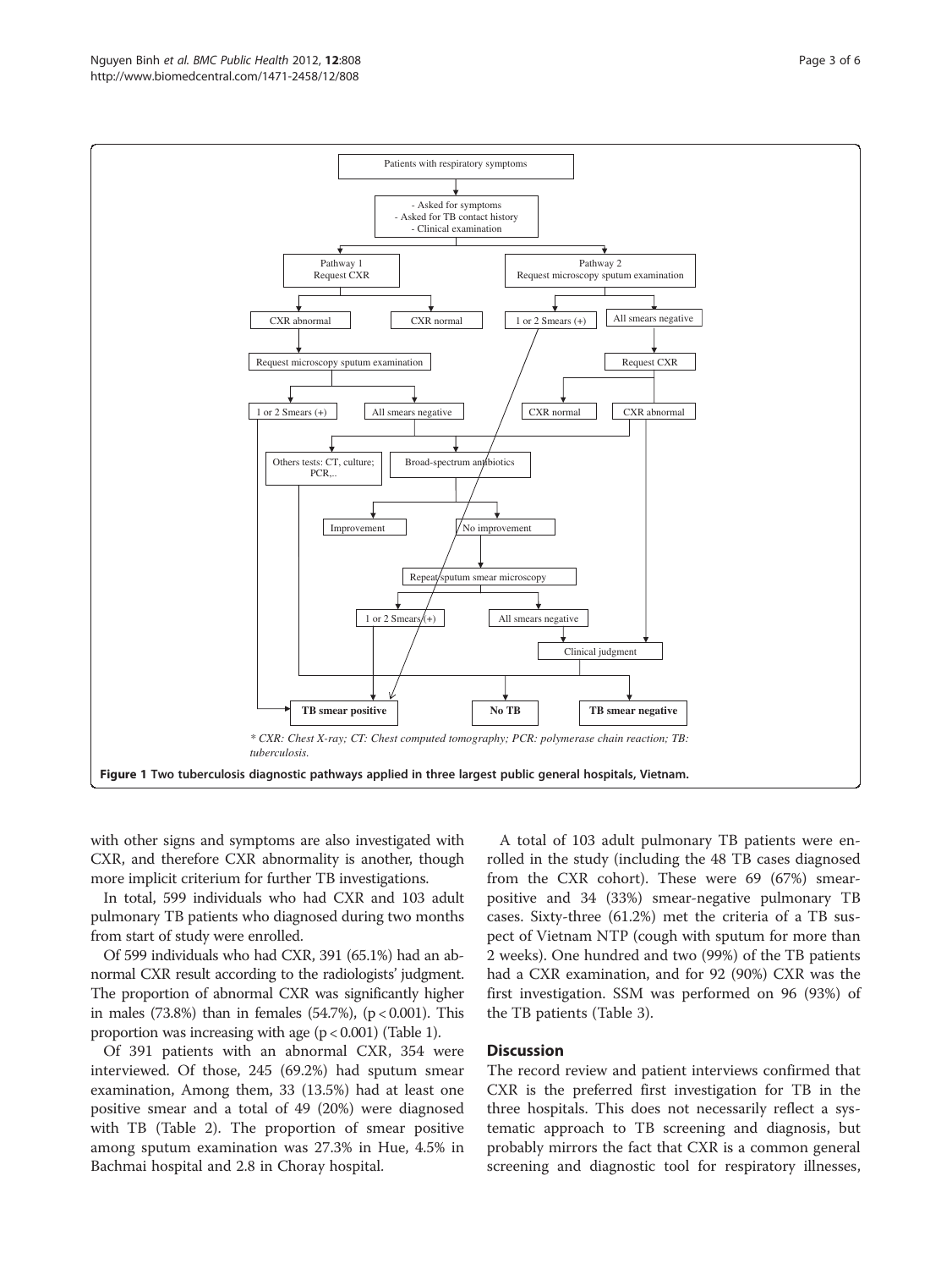Patients with respiratory symptoms

- Asked for symptoms
- Asked for TB contact history
- Clinical examination

Pathway 1
Request CXR

Pathway 2
Request microscopy sputum examination

CXR abnormal

CXR normal

1 or 2 Smears (+)

All smears negative

Request microscopy sputum examination

Request CXR

1 or 2 Smears (+)

All smears negative

CXR normal

CXR abnormal

Others tests: CT, culture; PCR,..

Broad-spectrum antibiotics

Improvement

No improvement

Repeat sputum smear microscopy

1 or 2 Smears (+)

All smears negative

Clinical judgment

**TB smear positive**

**No TB**

**TB smear negative**

*\* CXR: Chest X-ray; CT: Chest computed tomography; PCR: polymerase chain reaction; TB: tuberculosis.*

**Figure 1** Two tuberculosis diagnostic pathways applied in three largest public general hospitals, Vietnam.

with other signs and symptoms are also investigated with CXR, and therefore CXR abnormality is another, though more implicit criterium for further TB investigations.

In total, 599 individuals who had CXR and 103 adult pulmonary TB patients who diagnosed during two months from start of study were enrolled.

Of 599 individuals who had CXR, 391 (65.1%) had an abnormal CXR result according to the radiologists' judgment. The proportion of abnormal CXR was significantly higher in males (73.8%) than in females (54.7%), ($p < 0.001$). This proportion was increasing with age ($p < 0.001$) (Table 1).

Of 391 patients with an abnormal CXR, 354 were interviewed. Of those, 245 (69.2%) had sputum smear examination, Among them, 33 (13.5%) had at least one positive smear and a total of 49 (20%) were diagnosed with TB (Table 2). The proportion of smear positive among sputum examination was 27.3% in Hue, 4.5% in Bachmai hospital and 2.8 in Choray hospital.

A total of 103 adult pulmonary TB patients were enrolled in the study (including the 48 TB cases diagnosed from the CXR cohort). These were 69 (67%) smear-positive and 34 (33%) smear-negative pulmonary TB cases. Sixty-three (61.2%) met the criteria of a TB suspect of Vietnam NTP (cough with sputum for more than 2 weeks). One hundred and two (99%) of the TB patients had a CXR examination, and for 92 (90%) CXR was the first investigation. SSM was performed on 96 (93%) of the TB patients (Table 3).

## Discussion

The record review and patient interviews confirmed that CXR is the preferred first investigation for TB in the three hospitals. This does not necessarily reflect a systematic approach to TB screening and diagnosis, but probably mirrors the fact that CXR is a common general screening and diagnostic tool for respiratory illnesses,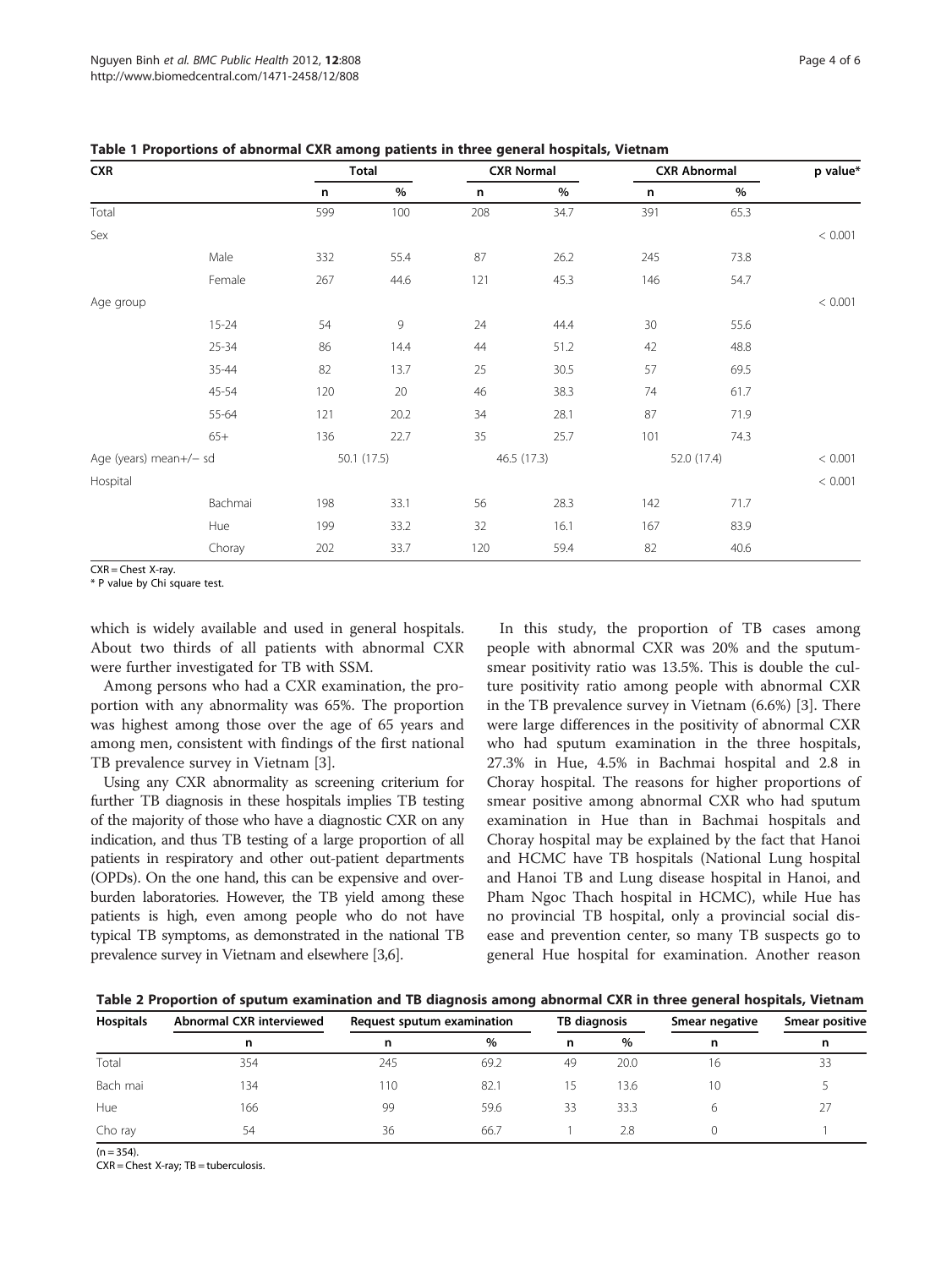**Table 1 Proportions of abnormal CXR among patients in three general hospitals, Vietnam**

| CXR | | Total | | CXR Normal | | CXR Abnormal | | p value* |
|---|---|---|---|---|---|---|---|---|
| | | n | % | n | % | n | % | |
| Total | | 599 | 100 | 208 | 34.7 | 391 | 65.3 | |
| Sex | | | | | | | | < 0.001 |
| | Male | 332 | 55.4 | 87 | 26.2 | 245 | 73.8 | |
| | Female | 267 | 44.6 | 121 | 45.3 | 146 | 54.7 | |
| Age group | | | | | | | | < 0.001 |
| | 15-24 | 54 | 9 | 24 | 44.4 | 30 | 55.6 | |
| | 25-34 | 86 | 14.4 | 44 | 51.2 | 42 | 48.8 | |
| | 35-44 | 82 | 13.7 | 25 | 30.5 | 57 | 69.5 | |
| | 45-54 | 120 | 20 | 46 | 38.3 | 74 | 61.7 | |
| | 55-64 | 121 | 20.2 | 34 | 28.1 | 87 | 71.9 | |
| | 65+ | 136 | 22.7 | 35 | 25.7 | 101 | 74.3 | |
| Age (years) mean+/− sd | | 50.1 (17.5) | | 46.5 (17.3) | | 52.0 (17.4) | | < 0.001 |
| Hospital | | | | | | | | < 0.001 |
| | Bachmai | 198 | 33.1 | 56 | 28.3 | 142 | 71.7 | |
| | Hue | 199 | 33.2 | 32 | 16.1 | 167 | 83.9 | |
| | Choray | 202 | 33.7 | 120 | 59.4 | 82 | 40.6 | |

CXR = Chest X-ray.
* P value by Chi square test.

which is widely available and used in general hospitals. About two thirds of all patients with abnormal CXR were further investigated for TB with SSM.

Among persons who had a CXR examination, the proportion with any abnormality was 65%. The proportion was highest among those over the age of 65 years and among men, consistent with findings of the first national TB prevalence survey in Vietnam [3].

Using any CXR abnormality as screening criterium for further TB diagnosis in these hospitals implies TB testing of the majority of those who have a diagnostic CXR on any indication, and thus TB testing of a large proportion of all patients in respiratory and other out-patient departments (OPDs). On the one hand, this can be expensive and overburden laboratories. However, the TB yield among these patients is high, even among people who do not have typical TB symptoms, as demonstrated in the national TB prevalence survey in Vietnam and elsewhere [3,6].

In this study, the proportion of TB cases among people with abnormal CXR was 20% and the sputum-smear positivity ratio was 13.5%. This is double the culture positivity ratio among people with abnormal CXR in the TB prevalence survey in Vietnam (6.6%) [3]. There were large differences in the positivity of abnormal CXR who had sputum examination in the three hospitals, 27.3% in Hue, 4.5% in Bachmai hospital and 2.8 in Choray hospital. The reasons for higher proportions of smear positive among abnormal CXR who had sputum examination in Hue than in Bachmai hospitals and Choray hospital may be explained by the fact that Hanoi and HCMC have TB hospitals (National Lung hospital and Hanoi TB and Lung disease hospital in Hanoi, and Pham Ngoc Thach hospital in HCMC), while Hue has no provincial TB hospital, only a provincial social disease and prevention center, so many TB suspects go to general Hue hospital for examination. Another reason

**Table 2 Proportion of sputum examination and TB diagnosis among abnormal CXR in three general hospitals, Vietnam**

| Hospitals | Abnormal CXR interviewed | Request sputum examination | | TB diagnosis | | Smear negative | Smear positive |
|---|---|---|---|---|---|---|---|
| | n | n | % | n | % | n | n |
| Total | 354 | 245 | 69.2 | 49 | 20.0 | 16 | 33 |
| Bach mai | 134 | 110 | 82.1 | 15 | 13.6 | 10 | 5 |
| Hue | 166 | 99 | 59.6 | 33 | 33.3 | 6 | 27 |
| Cho ray | 54 | 36 | 66.7 | 1 | 2.8 | 0 | 1 |

(n = 354).
CXR = Chest X-ray; TB = tuberculosis.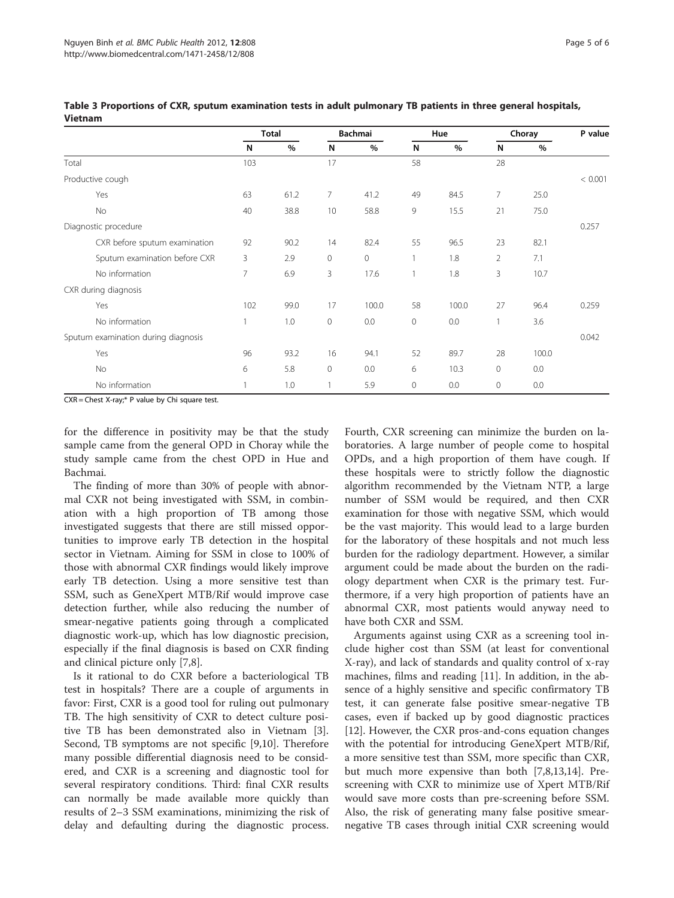**Table 3 Proportions of CXR, sputum examination tests in adult pulmonary TB patients in three general hospitals, Vietnam**

| | Total | | Bachmai | | Hue | | Choray | | P value |
|---|---|---|---|---|---|---|---|---|---|
| | N | % | N | % | N | % | N | % | |
| Total | 103 | | 17 | | 58 | | 28 | | |
| Productive cough | | | | | | | | | < 0.001 |
| Yes | 63 | 61.2 | 7 | 41.2 | 49 | 84.5 | 7 | 25.0 | |
| No | 40 | 38.8 | 10 | 58.8 | 9 | 15.5 | 21 | 75.0 | |
| Diagnostic procedure | | | | | | | | | 0.257 |
| CXR before sputum examination | 92 | 90.2 | 14 | 82.4 | 55 | 96.5 | 23 | 82.1 | |
| Sputum examination before CXR | 3 | 2.9 | 0 | 0 | 1 | 1.8 | 2 | 7.1 | |
| No information | 7 | 6.9 | 3 | 17.6 | 1 | 1.8 | 3 | 10.7 | |
| CXR during diagnosis | | | | | | | | | |
| Yes | 102 | 99.0 | 17 | 100.0 | 58 | 100.0 | 27 | 96.4 | 0.259 |
| No information | 1 | 1.0 | 0 | 0.0 | 0 | 0.0 | 1 | 3.6 | |
| Sputum examination during diagnosis | | | | | | | | | 0.042 |
| Yes | 96 | 93.2 | 16 | 94.1 | 52 | 89.7 | 28 | 100.0 | |
| No | 6 | 5.8 | 0 | 0.0 | 6 | 10.3 | 0 | 0.0 | |
| No information | 1 | 1.0 | 1 | 5.9 | 0 | 0.0 | 0 | 0.0 | |

CXR = Chest X-ray;* P value by Chi square test.

for the difference in positivity may be that the study sample came from the general OPD in Choray while the study sample came from the chest OPD in Hue and Bachmai.

The finding of more than 30% of people with abnormal CXR not being investigated with SSM, in combination with a high proportion of TB among those investigated suggests that there are still missed opportunities to improve early TB detection in the hospital sector in Vietnam. Aiming for SSM in close to 100% of those with abnormal CXR findings would likely improve early TB detection. Using a more sensitive test than SSM, such as GeneXpert MTB/Rif would improve case detection further, while also reducing the number of smear-negative patients going through a complicated diagnostic work-up, which has low diagnostic precision, especially if the final diagnosis is based on CXR finding and clinical picture only [7,8].

Is it rational to do CXR before a bacteriological TB test in hospitals? There are a couple of arguments in favor: First, CXR is a good tool for ruling out pulmonary TB. The high sensitivity of CXR to detect culture positive TB has been demonstrated also in Vietnam [3]. Second, TB symptoms are not specific [9,10]. Therefore many possible differential diagnosis need to be considered, and CXR is a screening and diagnostic tool for several respiratory conditions. Third: final CXR results can normally be made available more quickly than results of 2–3 SSM examinations, minimizing the risk of delay and defaulting during the diagnostic process. Fourth, CXR screening can minimize the burden on laboratories. A large number of people come to hospital OPDs, and a high proportion of them have cough. If these hospitals were to strictly follow the diagnostic algorithm recommended by the Vietnam NTP, a large number of SSM would be required, and then CXR examination for those with negative SSM, which would be the vast majority. This would lead to a large burden for the laboratory of these hospitals and not much less burden for the radiology department. However, a similar argument could be made about the burden on the radiology department when CXR is the primary test. Furthermore, if a very high proportion of patients have an abnormal CXR, most patients would anyway need to have both CXR and SSM.

Arguments against using CXR as a screening tool include higher cost than SSM (at least for conventional X-ray), and lack of standards and quality control of x-ray machines, films and reading [11]. In addition, in the absence of a highly sensitive and specific confirmatory TB test, it can generate false positive smear-negative TB cases, even if backed up by good diagnostic practices [12]. However, the CXR pros-and-cons equation changes with the potential for introducing GeneXpert MTB/Rif, a more sensitive test than SSM, more specific than CXR, but much more expensive than both [7,8,13,14]. Pre-screening with CXR to minimize use of Xpert MTB/Rif would save more costs than pre-screening before SSM. Also, the risk of generating many false positive smear-negative TB cases through initial CXR screening would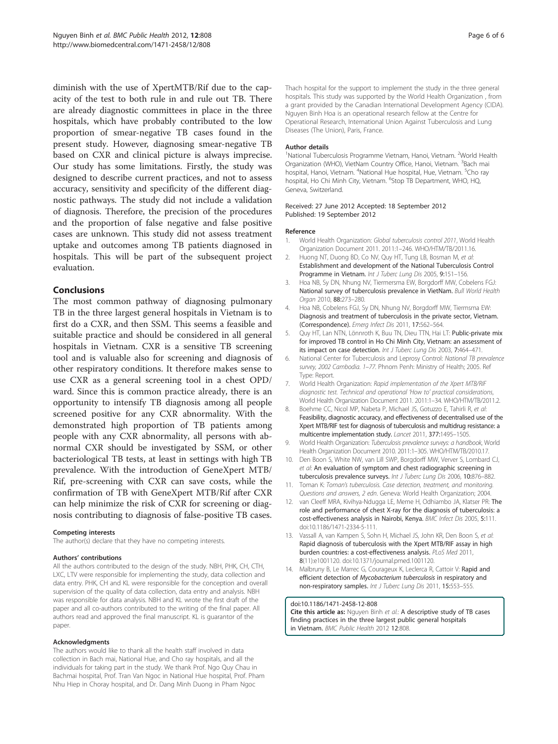diminish with the use of XpertMTB/Rif due to the capacity of the test to both rule in and rule out TB. There are already diagnostic committees in place in the three hospitals, which have probably contributed to the low proportion of smear-negative TB cases found in the present study. However, diagnosing smear-negative TB based on CXR and clinical picture is always imprecise. Our study has some limitations. Firstly, the study was designed to describe current practices, and not to assess accuracy, sensitivity and specificity of the different diagnostic pathways. The study did not include a validation of diagnosis. Therefore, the precision of the procedures and the proportion of false negative and false positive cases are unknown. This study did not assess treatment uptake and outcomes among TB patients diagnosed in hospitals. This will be part of the subsequent project evaluation.

## Conclusions

The most common pathway of diagnosing pulmonary TB in the three largest general hospitals in Vietnam is to first do a CXR, and then SSM. This seems a feasible and suitable practice and should be considered in all general hospitals in Vietnam. CXR is a sensitive TB screening tool and is valuable also for screening and diagnosis of other respiratory conditions. It therefore makes sense to use CXR as a general screening tool in a chest OPD/ward. Since this is common practice already, there is an opportunity to intensify TB diagnosis among all people screened positive for any CXR abnormality. With the demonstrated high proportion of TB patients among people with any CXR abnormality, all persons with abnormal CXR should be investigated by SSM, or other bacteriological TB tests, at least in settings with high TB prevalence. With the introduction of GeneXpert MTB/Rif, pre-screening with CXR can save costs, while the confirmation of TB with GeneXpert MTB/Rif after CXR can help minimize the risk of CXR for screening or diagnosis contributing to diagnosis of false-positive TB cases.

#### Competing interests

The author(s) declare that they have no competing interests.

#### Authors' contributions

All the authors contributed to the design of the study. NBH, PHK, CH, CTH, LXC, LTV were responsible for implementing the study, data collection and data entry. PHK, CH and KL were responsible for the conception and overall supervision of the quality of data collection, data entry and analysis. NBH was responsible for data analysis. NBH and KL wrote the first draft of the paper and all co-authors contributed to the writing of the final paper. All authors read and approved the final manuscript. KL is guarantor of the paper.

#### Acknowledgments

The authors would like to thank all the health staff involved in data collection in Bach mai, National Hue, and Cho ray hospitals, and all the individuals for taking part in the study. We thank Prof. Ngo Quy Chau in Bachmai hospital, Prof. Tran Van Ngoc in National Hue hospital, Prof. Pham Nhu Hiep in Choray hospital, and Dr. Dang Minh Duong in Pham Ngoc Thach hospital for the support to implement the study in the three general hospitals. This study was supported by the World Health Organization , from a grant provided by the Canadian International Development Agency (CIDA). Nguyen Binh Hoa is an operational research fellow at the Centre for Operational Research, International Union Against Tuberculosis and Lung Diseases (The Union), Paris, France.

#### Author details

[1]National Tuberculosis Programme Vietnam, Hanoi, Vietnam. [2]World Health Organization (WHO), VietNam Country Office, Hanoi, Vietnam. [3]Bach mai hospital, Hanoi, Vietnam. [4]National Hue hospital, Hue, Vietnam. [5]Cho ray hospital, Ho Chi Minh City, Vietnam. [6]Stop TB Department, WHO, HQ, Geneva, Switzerland.

Received: 27 June 2012 Accepted: 18 September 2012
Published: 19 September 2012

#### Reference

1. World Health Organization: *Global tuberculosis control 2011*, World Health Organization Document 2011. 2011:1–246. WHO/HTM/TB/2011.16.
2. Huong NT, Duong BD, Co NV, Quy HT, Tung LB, Bosman M, *et al*: **Establishment and development of the National Tuberculosis Control Programme in Vietnam.** *Int J Tuberc Lung Dis* 2005, **9:**151–156.
3. Hoa NB, Sy DN, Nhung NV, Tiermersma EW, Borgdorff MW, Cobelens FGJ: **National survey of tuberculosis prevalence in VietNam.** *Bull World Health Organ* 2010, **88:**273–280.
4. Hoa NB, Cobelens FGJ, Sy DN, Nhung NV, Borgdorff MW, Tiermsma EW: **Diagnosis and treatment of tuberculosis in the private sector, Vietnam. (Correspondence).** *Emerg Infect Dis* 2011, **17:**562–564.
5. Quy HT, Lan NTN, Lönnroth K, Buu TN, Dieu TTN, Hai LT: **Public-private mix for improved TB control in Ho Chi Minh City, Vietnam: an assessment of its impact on case detection.** *Int J Tuberc Lung Dis* 2003, **7:**464–471.
6. National Center for Tuberculosis and Leprosy Control: *National TB prevalence survey, 2002 Cambodia. 1–77.* Phnom Penh: Ministry of Health; 2005. Ref Type: Report.
7. World Health Organization: *Rapid implementation of the Xpert MTB/RIF diagnostic test. Technical and operational 'How to' practical considerations*, World Health Organization Document 2011. 2011:1–34. WHO/HTM/TB/2011.2.
8. Boehme CC, Nicol MP, Nabeta P, Michael JS, Gotuzzo E, Tahirli R, *et al*: **Feasibility, diagnostic accuracy, and effectiveness of decentralised use of the Xpert MTB/RIF test for diagnosis of tuberculosis and multidrug resistance: a multicentre implementation study.** *Lancet* 2011, **377:**1495–1505.
9. World Health Organization: *Tuberculosis prevalence surveys: a handbook*, World Health Organization Document 2010. 2011:1–305. WHO/HTM/TB/2010.17.
10. Den Boon S, White NW, van Lill SWP, Borgdorff MW, Verver S, Lombard CJ, *et al*: **An evaluation of symptom and chest radiographic screening in tuberculosis prevalence surveys.** *Int J Tuberc Lung Dis* 2006, **10:**876–882.
11. Toman K: *Toman's tuberculosis. Case detection, treatment, and monitoring. Questions and answers, 2 edn.* Geneva: World Health Organization; 2004.
12. van Cleeff MRA, Kivihya-Ndugga LE, Meme H, Odhiambo JA, Klatser PR: **The role and performance of chest X-ray for the diagnosis of tuberculosis: a cost-effectiveness analysis in Nairobi, Kenya.** *BMC Infect Dis* 2005, **5:**111. doi:10.1186/1471-2334-5-111.
13. Vassall A, van Kampen S, Sohn H, Michael JS, John KR, Den Boon S, *et al*: **Rapid diagnosis of tuberculosis with the Xpert MTB/RIF assay in high burden countries: a cost-effectiveness analysis.** *PLoS Med* 2011, **8**(11):e1001120. doi:10.1371/journal.pmed.1001120.
14. Malbruny B, Le Marrec G, Courageux K, Leclerca R, Cattoir V: **Rapid and efficient detection of *Mycobacterium tuberculosis* in respiratory and non-respiratory samples.** *Int J Tuberc Lung Dis* 2011, **15:**553–555.

doi:10.1186/1471-2458-12-808
**Cite this article as:** Nguyen Binh *et al.*: A descriptive study of TB cases finding practices in the three largest public general hospitals in Vietnam. *BMC Public Health* 2012 **12**:808.